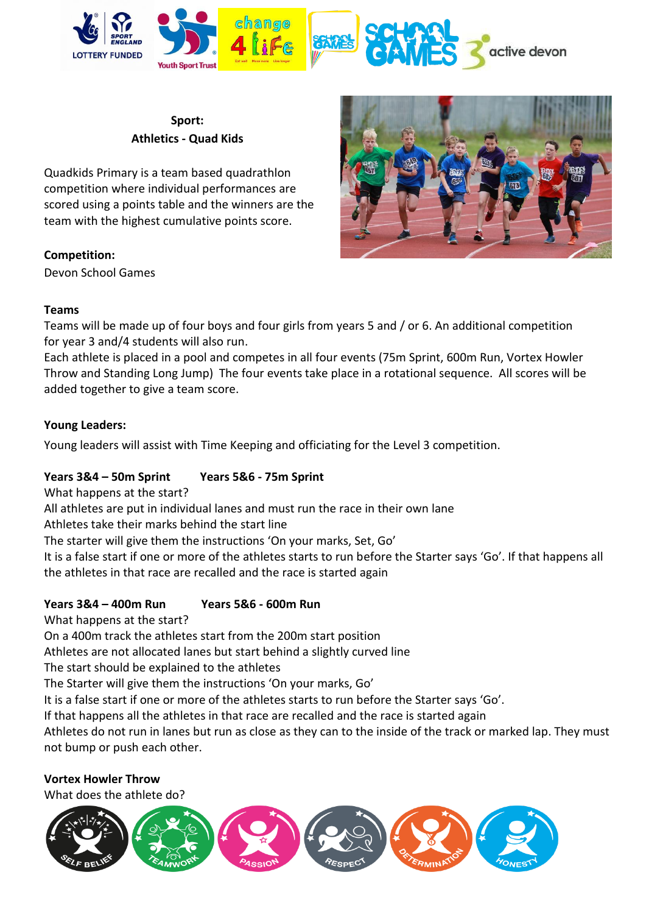**Sport:**
**Athletics - Quad Kids**

Quadkids Primary is a team based quadrathlon competition where individual performances are scored using a points table and the winners are the team with the highest cumulative points score.

**Competition:**
Devon School Games

**Teams**
Teams will be made up of four boys and four girls from years 5 and / or 6. An additional competition for year 3 and/4 students will also run.
Each athlete is placed in a pool and competes in all four events (75m Sprint, 600m Run, Vortex Howler Throw and Standing Long Jump) The four events take place in a rotational sequence. All scores will be added together to give a team score.

**Young Leaders:**

Young leaders will assist with Time Keeping and officiating for the Level 3 competition.

**Years 3&4 – 50m Sprint Years 5&6 - 75m Sprint**
What happens at the start?
All athletes are put in individual lanes and must run the race in their own lane
Athletes take their marks behind the start line
The starter will give them the instructions 'On your marks, Set, Go'
It is a false start if one or more of the athletes starts to run before the Starter says 'Go'. If that happens all the athletes in that race are recalled and the race is started again

**Years 3&4 – 400m Run Years 5&6 - 600m Run**
What happens at the start?
On a 400m track the athletes start from the 200m start position
Athletes are not allocated lanes but start behind a slightly curved line
The start should be explained to the athletes
The Starter will give them the instructions 'On your marks, Go'
It is a false start if one or more of the athletes starts to run before the Starter says 'Go'.
If that happens all the athletes in that race are recalled and the race is started again
Athletes do not run in lanes but run as close as they can to the inside of the track or marked lap. They must not bump or push each other.

**Vortex Howler Throw**
What does the athlete do?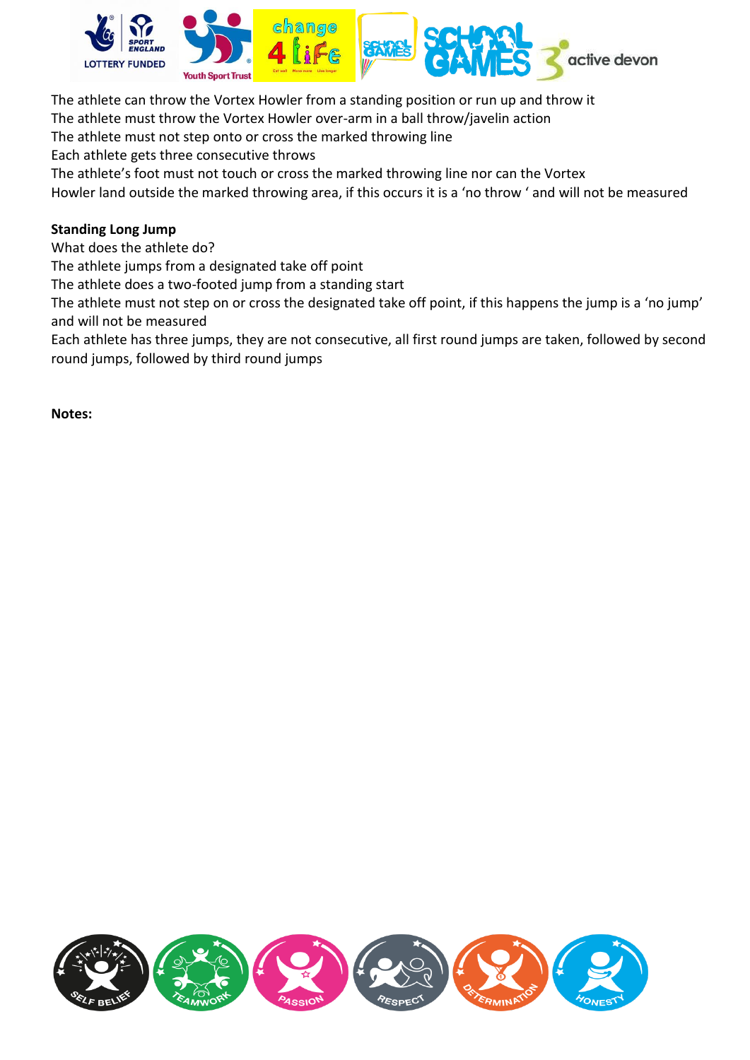The athlete can throw the Vortex Howler from a standing position or run up and throw it
The athlete must throw the Vortex Howler over-arm in a ball throw/javelin action
The athlete must not step onto or cross the marked throwing line
Each athlete gets three consecutive throws
The athlete's foot must not touch or cross the marked throwing line nor can the Vortex Howler land outside the marked throwing area, if this occurs it is a 'no throw ' and will not be measured

**Standing Long Jump**

What does the athlete do?
The athlete jumps from a designated take off point
The athlete does a two-footed jump from a standing start
The athlete must not step on or cross the designated take off point, if this happens the jump is a 'no jump' and will not be measured
Each athlete has three jumps, they are not consecutive, all first round jumps are taken, followed by second round jumps, followed by third round jumps

**Notes:**